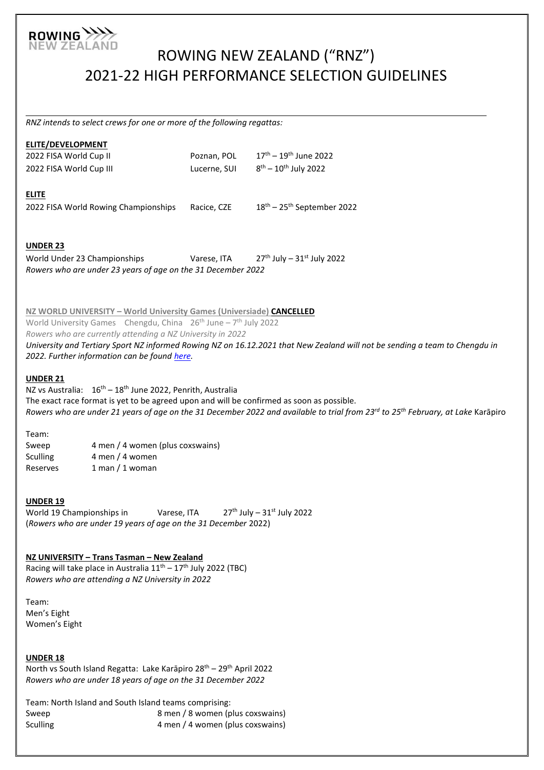# ROWING NEW ZEALAND ("RNZ")
# 2021-22 HIGH PERFORMANCE SELECTION GUIDELINES

*RNZ intends to select crews for one or more of the following regattas:*

**ELITE/DEVELOPMENT**

| | | |
|---|---|---|
| 2022 FISA World Cup II | Poznan, POL | 17th – 19th June 2022 |
| 2022 FISA World Cup III | Lucerne, SUI | 8th – 10th July 2022 |

**ELITE**

| | | |
|---|---|---|
| 2022 FISA World Rowing Championships | Racice, CZE | 18th – 25th September 2022 |

**UNDER 23**

World Under 23 Championships    Varese, ITA    27th July – 31st July 2022
*Rowers who are under 23 years of age on the 31 December 2022*

**NZ WORLD UNIVERSITY – World University Games (Universiade) CANCELLED**
World University Games    Chengdu, China    26th June – 7th July 2022
*Rowers who are currently attending a NZ University in 2022*
*University and Tertiary Sport NZ informed Rowing NZ on 16.12.2021 that New Zealand will not be sending a team to Chengdu in 2022. Further information can be found here.*

**UNDER 21**

NZ vs Australia: 16th – 18th June 2022, Penrith, Australia
The exact race format is yet to be agreed upon and will be confirmed as soon as possible.
*Rowers who are under 21 years of age on the 31 December 2022 and available to trial from 23rd to 25th February, at Lake* Karāpiro

Team:

| | |
|---|---|
| Sweep | 4 men / 4 women (plus coxswains) |
| Sculling | 4 men / 4 women |
| Reserves | 1 man / 1 woman |

**UNDER 19**

World 19 Championships in    Varese, ITA    27th July – 31st July 2022
(*Rowers who are under 19 years of age on the 31 December* 2022)

**NZ UNIVERSITY – Trans Tasman – New Zealand**

Racing will take place in Australia 11th – 17th July 2022 (TBC)
*Rowers who are attending a NZ University in 2022*

Team:
Men's Eight
Women's Eight

**UNDER 18**

North vs South Island Regatta: Lake Karāpiro 28th – 29th April 2022
*Rowers who are under 18 years of age on the 31 December 2022*

Team: North Island and South Island teams comprising:

| | |
|---|---|
| Sweep | 8 men / 8 women (plus coxswains) |
| Sculling | 4 men / 4 women (plus coxswains) |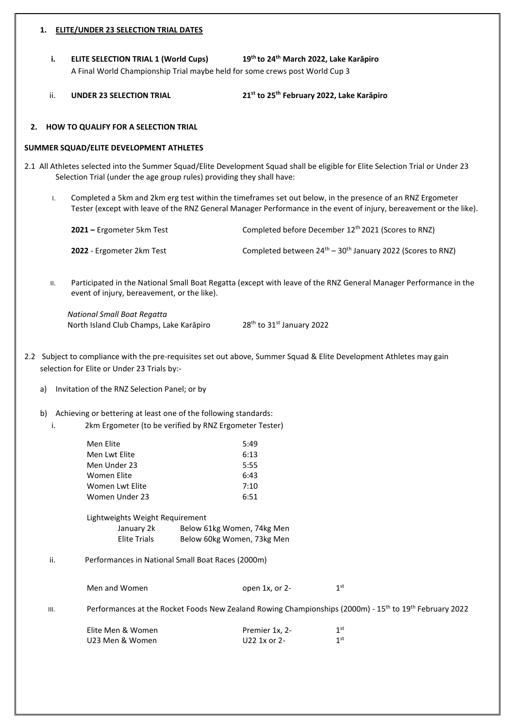## 1. ELITE/UNDER 23 SELECTION TRIAL DATES

**i. ELITE SELECTION TRIAL 1 (World Cups)** **19th to 24th March 2022, Lake Karāpiro**

A Final World Championship Trial maybe held for some crews post World Cup 3

ii. **UNDER 23 SELECTION TRIAL** **21st to 25th February 2022, Lake Karāpiro**

## 2. HOW TO QUALIFY FOR A SELECTION TRIAL

### SUMMER SQUAD/ELITE DEVELOPMENT ATHLETES

2.1 All Athletes selected into the Summer Squad/Elite Development Squad shall be eligible for Elite Selection Trial or Under 23 Selection Trial (under the age group rules) providing they shall have:

I. Completed a 5km and 2km erg test within the timeframes set out below, in the presence of an RNZ Ergometer Tester (except with leave of the RNZ General Manager Performance in the event of injury, bereavement or the like).

| | |
|---|---|
| **2021 –** Ergometer 5km Test | Completed before December 12th 2021 (Scores to RNZ) |
| **2022** - Ergometer 2km Test | Completed between 24th – 30th January 2022 (Scores to RNZ) |

II. Participated in the National Small Boat Regatta (except with leave of the RNZ General Manager Performance in the event of injury, bereavement, or the like).

*National Small Boat Regatta*
North Island Club Champs, Lake Karāpiro 28th to 31st January 2022

2.2 Subject to compliance with the pre-requisites set out above, Summer Squad & Elite Development Athletes may gain selection for Elite or Under 23 Trials by:-

a) Invitation of the RNZ Selection Panel; or by

b) Achieving or bettering at least one of the following standards:

i. 2km Ergometer (to be verified by RNZ Ergometer Tester)

| | |
|---|---|
| Men Elite | 5:49 |
| Men Lwt Elite | 6:13 |
| Men Under 23 | 5:55 |
| Women Elite | 6:43 |
| Women Lwt Elite | 7:10 |
| Women Under 23 | 6:51 |

Lightweights Weight Requirement

| | |
|---|---|
| January 2k | Below 61kg Women, 74kg Men |
| Elite Trials | Below 60kg Women, 73kg Men |

ii. Performances in National Small Boat Races (2000m)

| | | |
|---|---|---|
| Men and Women | open 1x, or 2- | 1st |

III. Performances at the Rocket Foods New Zealand Rowing Championships (2000m) - 15th to 19th February 2022

| | | |
|---|---|---|
| Elite Men & Women | Premier 1x, 2- | 1st |
| U23 Men & Women | U22 1x or 2- | 1st |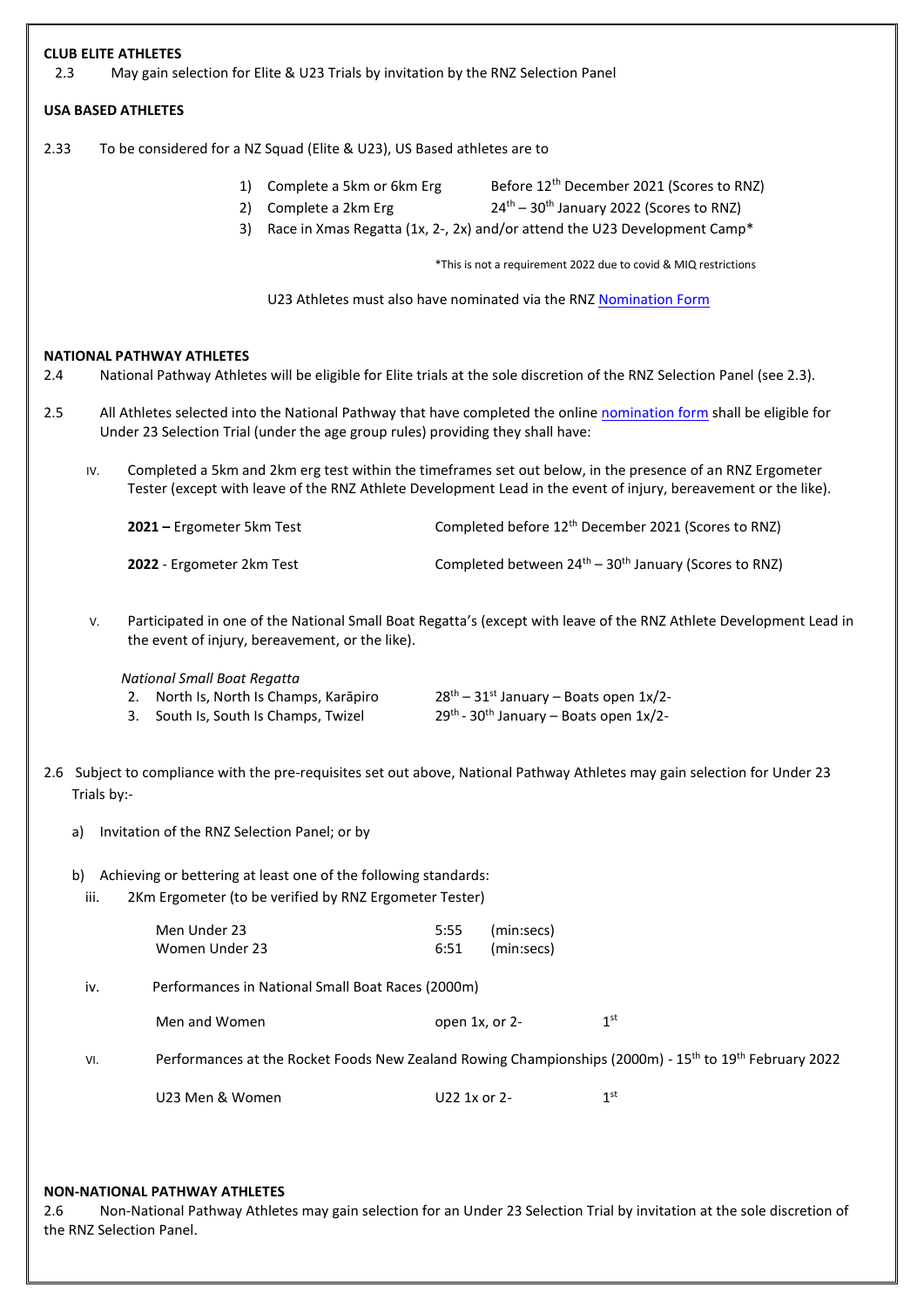**CLUB ELITE ATHLETES**

2.3 May gain selection for Elite & U23 Trials by invitation by the RNZ Selection Panel

**USA BASED ATHLETES**

2.33 To be considered for a NZ Squad (Elite & U23), US Based athletes are to

1) Complete a 5km or 6km Erg — Before 12th December 2021 (Scores to RNZ)
2) Complete a 2km Erg — 24th – 30th January 2022 (Scores to RNZ)
3) Race in Xmas Regatta (1x, 2-, 2x) and/or attend the U23 Development Camp*

*This is not a requirement 2022 due to covid & MIQ restrictions

U23 Athletes must also have nominated via the RNZ Nomination Form

**NATIONAL PATHWAY ATHLETES**

2.4 National Pathway Athletes will be eligible for Elite trials at the sole discretion of the RNZ Selection Panel (see 2.3).

2.5 All Athletes selected into the National Pathway that have completed the online nomination form shall be eligible for Under 23 Selection Trial (under the age group rules) providing they shall have:

IV. Completed a 5km and 2km erg test within the timeframes set out below, in the presence of an RNZ Ergometer Tester (except with leave of the RNZ Athlete Development Lead in the event of injury, bereavement or the like).

| | |
|---|---|
| **2021 –** Ergometer 5km Test | Completed before 12th December 2021 (Scores to RNZ) |
| **2022** - Ergometer 2km Test | Completed between 24th – 30th January (Scores to RNZ) |

V. Participated in one of the National Small Boat Regatta's (except with leave of the RNZ Athlete Development Lead in the event of injury, bereavement, or the like).

*National Small Boat Regatta*

2. North Is, North Is Champs, Karāpiro — 28th – 31st January – Boats open 1x/2-
3. South Is, South Is Champs, Twizel — 29th - 30th January – Boats open 1x/2-

2.6 Subject to compliance with the pre-requisites set out above, National Pathway Athletes may gain selection for Under 23 Trials by:-

a) Invitation of the RNZ Selection Panel; or by

b) Achieving or bettering at least one of the following standards:

iii. 2Km Ergometer (to be verified by RNZ Ergometer Tester)

| | | |
|---|---|---|
| Men Under 23 | 5:55 | (min:secs) |
| Women Under 23 | 6:51 | (min:secs) |

iv. Performances in National Small Boat Races (2000m)

| | | |
|---|---|---|
| Men and Women | open 1x, or 2- | 1st |

VI. Performances at the Rocket Foods New Zealand Rowing Championships (2000m) - 15th to 19th February 2022

| | | |
|---|---|---|
| U23 Men & Women | U22 1x or 2- | 1st |

**NON-NATIONAL PATHWAY ATHLETES**

2.6 Non-National Pathway Athletes may gain selection for an Under 23 Selection Trial by invitation at the sole discretion of the RNZ Selection Panel.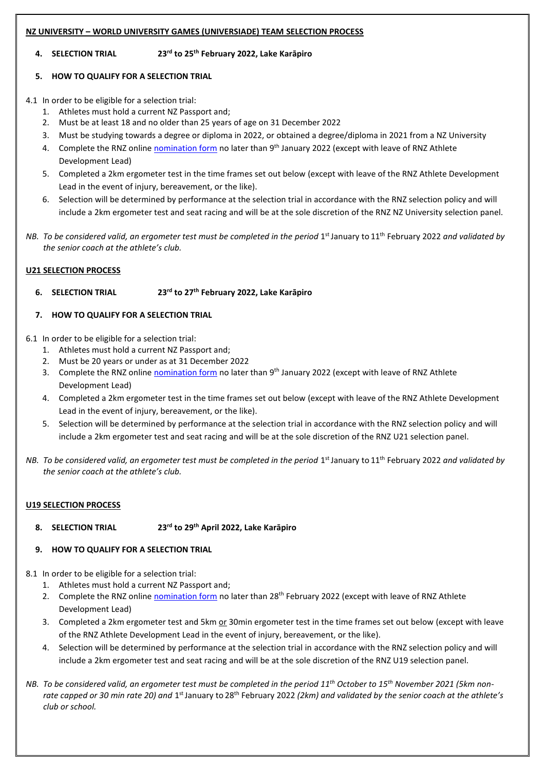**NZ UNIVERSITY – WORLD UNIVERSITY GAMES (UNIVERSIADE) TEAM SELECTION PROCESS**

4. **SELECTION TRIAL** **23rd to 25th February 2022, Lake Karāpiro**

5. **HOW TO QUALIFY FOR A SELECTION TRIAL**

4.1 In order to be eligible for a selection trial:

1. Athletes must hold a current NZ Passport and;
2. Must be at least 18 and no older than 25 years of age on 31 December 2022
3. Must be studying towards a degree or diploma in 2022, or obtained a degree/diploma in 2021 from a NZ University
4. Complete the RNZ online nomination form no later than 9th January 2022 (except with leave of RNZ Athlete Development Lead)
5. Completed a 2km ergometer test in the time frames set out below (except with leave of the RNZ Athlete Development Lead in the event of injury, bereavement, or the like).
6. Selection will be determined by performance at the selection trial in accordance with the RNZ selection policy and will include a 2km ergometer test and seat racing and will be at the sole discretion of the RNZ NZ University selection panel.

*NB. To be considered valid, an ergometer test must be completed in the period* 1st January to 11th February 2022 *and validated by the senior coach at the athlete's club.*

**U21 SELECTION PROCESS**

6. **SELECTION TRIAL** **23rd to 27th February 2022, Lake Karāpiro**

7. **HOW TO QUALIFY FOR A SELECTION TRIAL**

6.1 In order to be eligible for a selection trial:

1. Athletes must hold a current NZ Passport and;
2. Must be 20 years or under as at 31 December 2022
3. Complete the RNZ online nomination form no later than 9th January 2022 (except with leave of RNZ Athlete Development Lead)
4. Completed a 2km ergometer test in the time frames set out below (except with leave of the RNZ Athlete Development Lead in the event of injury, bereavement, or the like).
5. Selection will be determined by performance at the selection trial in accordance with the RNZ selection policy and will include a 2km ergometer test and seat racing and will be at the sole discretion of the RNZ U21 selection panel.

*NB. To be considered valid, an ergometer test must be completed in the period* 1st January to 11th February 2022 *and validated by the senior coach at the athlete's club.*

**U19 SELECTION PROCESS**

8. **SELECTION TRIAL** **23rd to 29th April 2022, Lake Karāpiro**

9. **HOW TO QUALIFY FOR A SELECTION TRIAL**

8.1 In order to be eligible for a selection trial:

1. Athletes must hold a current NZ Passport and;
2. Complete the RNZ online nomination form no later than 28th February 2022 (except with leave of RNZ Athlete Development Lead)
3. Completed a 2km ergometer test and 5km or 30min ergometer test in the time frames set out below (except with leave of the RNZ Athlete Development Lead in the event of injury, bereavement, or the like).
4. Selection will be determined by performance at the selection trial in accordance with the RNZ selection policy and will include a 2km ergometer test and seat racing and will be at the sole discretion of the RNZ U19 selection panel.

*NB. To be considered valid, an ergometer test must be completed in the period 11th October to 15th November 2021 (5km non-rate capped or 30 min rate 20) and* 1st January to 28th February 2022 *(2km) and validated by the senior coach at the athlete's club or school.*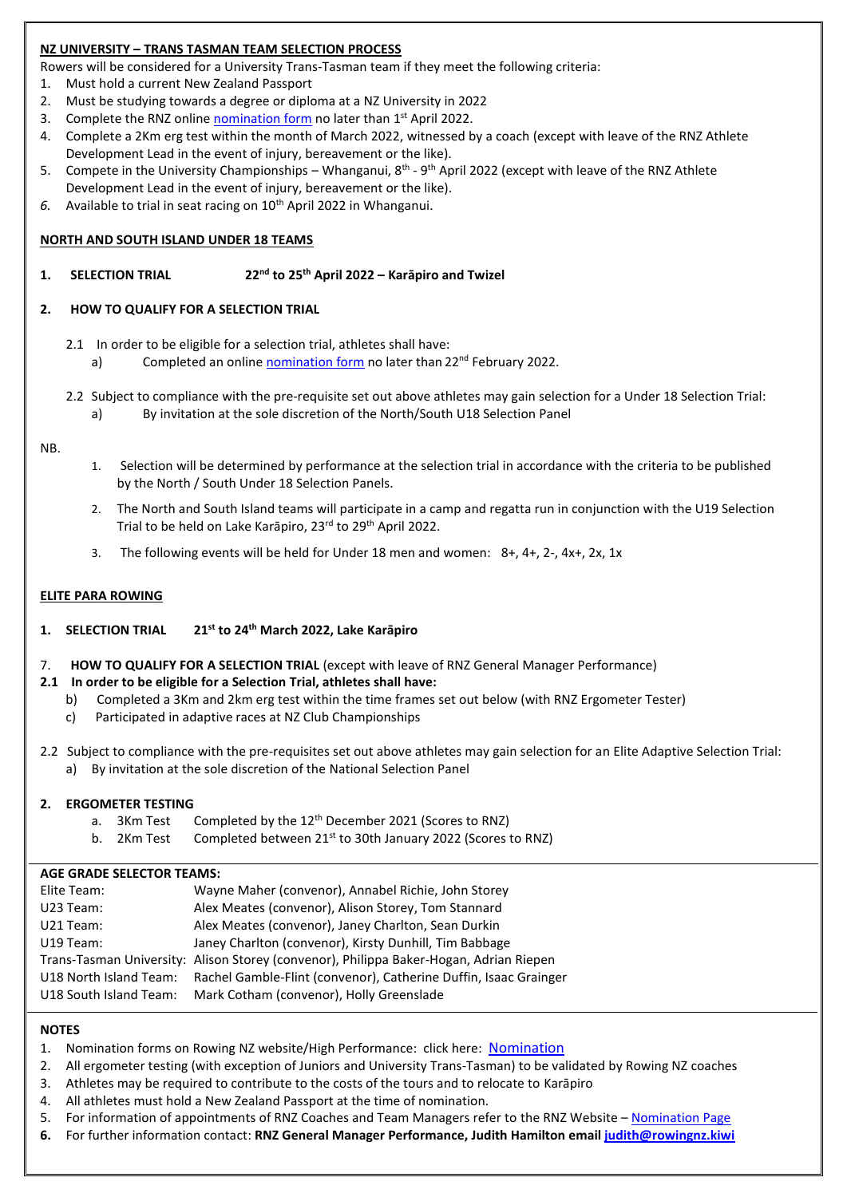**NZ UNIVERSITY – TRANS TASMAN TEAM SELECTION PROCESS**

Rowers will be considered for a University Trans-Tasman team if they meet the following criteria:

1. Must hold a current New Zealand Passport
2. Must be studying towards a degree or diploma at a NZ University in 2022
3. Complete the RNZ online nomination form no later than 1st April 2022.
4. Complete a 2Km erg test within the month of March 2022, witnessed by a coach (except with leave of the RNZ Athlete Development Lead in the event of injury, bereavement or the like).
5. Compete in the University Championships – Whanganui, 8th - 9th April 2022 (except with leave of the RNZ Athlete Development Lead in the event of injury, bereavement or the like).
6. Available to trial in seat racing on 10th April 2022 in Whanganui.

**NORTH AND SOUTH ISLAND UNDER 18 TEAMS**

**1. SELECTION TRIAL 22nd to 25th April 2022 – Karāpiro and Twizel**

**2. HOW TO QUALIFY FOR A SELECTION TRIAL**

2.1 In order to be eligible for a selection trial, athletes shall have:
  a) Completed an online nomination form no later than 22nd February 2022.

2.2 Subject to compliance with the pre-requisite set out above athletes may gain selection for a Under 18 Selection Trial:
  a) By invitation at the sole discretion of the North/South U18 Selection Panel

NB.

1. Selection will be determined by performance at the selection trial in accordance with the criteria to be published by the North / South Under 18 Selection Panels.
2. The North and South Island teams will participate in a camp and regatta run in conjunction with the U19 Selection Trial to be held on Lake Karāpiro, 23rd to 29th April 2022.
3. The following events will be held for Under 18 men and women: 8+, 4+, 2-, 4x+, 2x, 1x

**ELITE PARA ROWING**

**1. SELECTION TRIAL 21st to 24th March 2022, Lake Karāpiro**

7. **HOW TO QUALIFY FOR A SELECTION TRIAL** (except with leave of RNZ General Manager Performance)

**2.1 In order to be eligible for a Selection Trial, athletes shall have:**
  b) Completed a 3Km and 2km erg test within the time frames set out below (with RNZ Ergometer Tester)
  c) Participated in adaptive races at NZ Club Championships

2.2 Subject to compliance with the pre-requisites set out above athletes may gain selection for an Elite Adaptive Selection Trial:
  a) By invitation at the sole discretion of the National Selection Panel

**2. ERGOMETER TESTING**
  a. 3Km Test Completed by the 12th December 2021 (Scores to RNZ)
  b. 2Km Test Completed between 21st to 30th January 2022 (Scores to RNZ)

**AGE GRADE SELECTOR TEAMS:**

| | |
|---|---|
| Elite Team: | Wayne Maher (convenor), Annabel Richie, John Storey |
| U23 Team: | Alex Meates (convenor), Alison Storey, Tom Stannard |
| U21 Team: | Alex Meates (convenor), Janey Charlton, Sean Durkin |
| U19 Team: | Janey Charlton (convenor), Kirsty Dunhill, Tim Babbage |
| Trans-Tasman University: | Alison Storey (convenor), Philippa Baker-Hogan, Adrian Riepen |
| U18 North Island Team: | Rachel Gamble-Flint (convenor), Catherine Duffin, Isaac Grainger |
| U18 South Island Team: | Mark Cotham (convenor), Holly Greenslade |

**NOTES**

1. Nomination forms on Rowing NZ website/High Performance: click here: Nomination
2. All ergometer testing (with exception of Juniors and University Trans-Tasman) to be validated by Rowing NZ coaches
3. Athletes may be required to contribute to the costs of the tours and to relocate to Karāpiro
4. All athletes must hold a New Zealand Passport at the time of nomination.
5. For information of appointments of RNZ Coaches and Team Managers refer to the RNZ Website – Nomination Page
6. For further information contact: **RNZ General Manager Performance, Judith Hamilton email judith@rowingnz.kiwi**